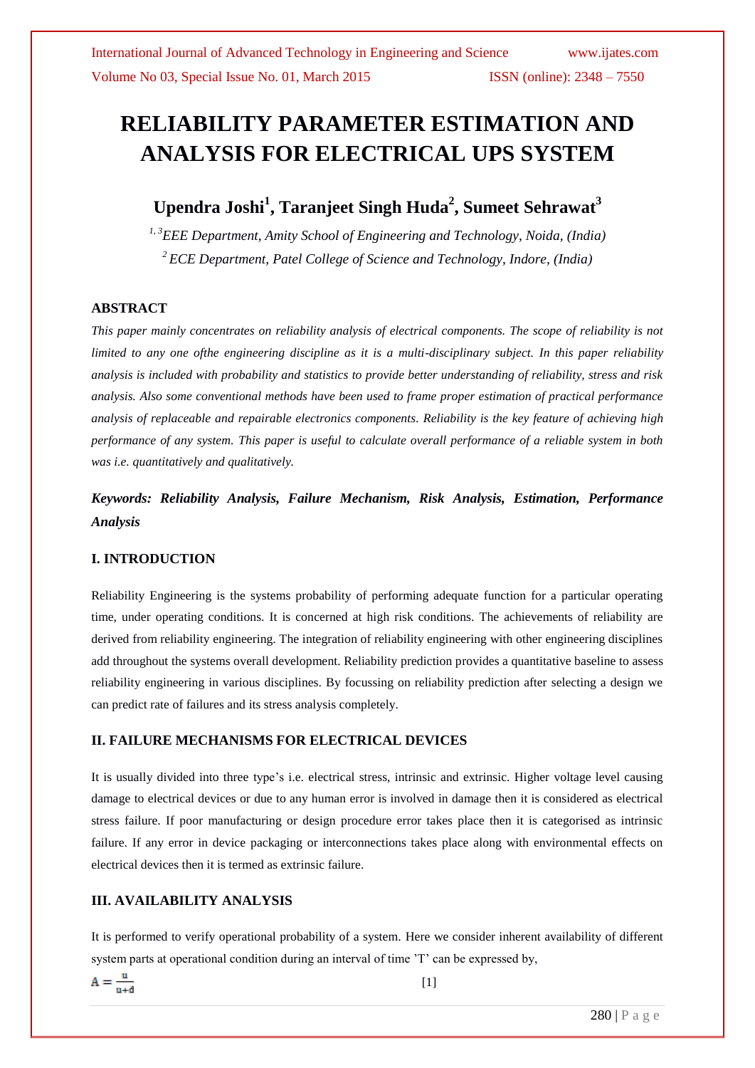# RELIABILITY PARAMETER ESTIMATION AND ANALYSIS FOR ELECTRICAL UPS SYSTEM

**Upendra Joshi[1], Taranjeet Singh Huda[2], Sumeet Sehrawat[3]**

*[1, 3]EEE Department, Amity School of Engineering and Technology, Noida, (India)*

*[2]ECE Department, Patel College of Science and Technology, Indore, (India)*

## ABSTRACT

*This paper mainly concentrates on reliability analysis of electrical components. The scope of reliability is not limited to any one ofthe engineering discipline as it is a multi-disciplinary subject. In this paper reliability analysis is included with probability and statistics to provide better understanding of reliability, stress and risk analysis. Also some conventional methods have been used to frame proper estimation of practical performance analysis of replaceable and repairable electronics components. Reliability is the key feature of achieving high performance of any system. This paper is useful to calculate overall performance of a reliable system in both was i.e. quantitatively and qualitatively.*

***Keywords: Reliability Analysis, Failure Mechanism, Risk Analysis, Estimation, Performance Analysis***

## I. INTRODUCTION

Reliability Engineering is the systems probability of performing adequate function for a particular operating time, under operating conditions. It is concerned at high risk conditions. The achievements of reliability are derived from reliability engineering. The integration of reliability engineering with other engineering disciplines add throughout the systems overall development. Reliability prediction provides a quantitative baseline to assess reliability engineering in various disciplines. By focussing on reliability prediction after selecting a design we can predict rate of failures and its stress analysis completely.

## II. FAILURE MECHANISMS FOR ELECTRICAL DEVICES

It is usually divided into three type's i.e. electrical stress, intrinsic and extrinsic. Higher voltage level causing damage to electrical devices or due to any human error is involved in damage then it is considered as electrical stress failure. If poor manufacturing or design procedure error takes place then it is categorised as intrinsic failure. If any error in device packaging or interconnections takes place along with environmental effects on electrical devices then it is termed as extrinsic failure.

## III. AVAILABILITY ANALYSIS

It is performed to verify operational probability of a system. Here we consider inherent availability of different system parts at operational condition during an interval of time 'T' can be expressed by,

$$A = \frac{u}{u+d} \qquad [1]$$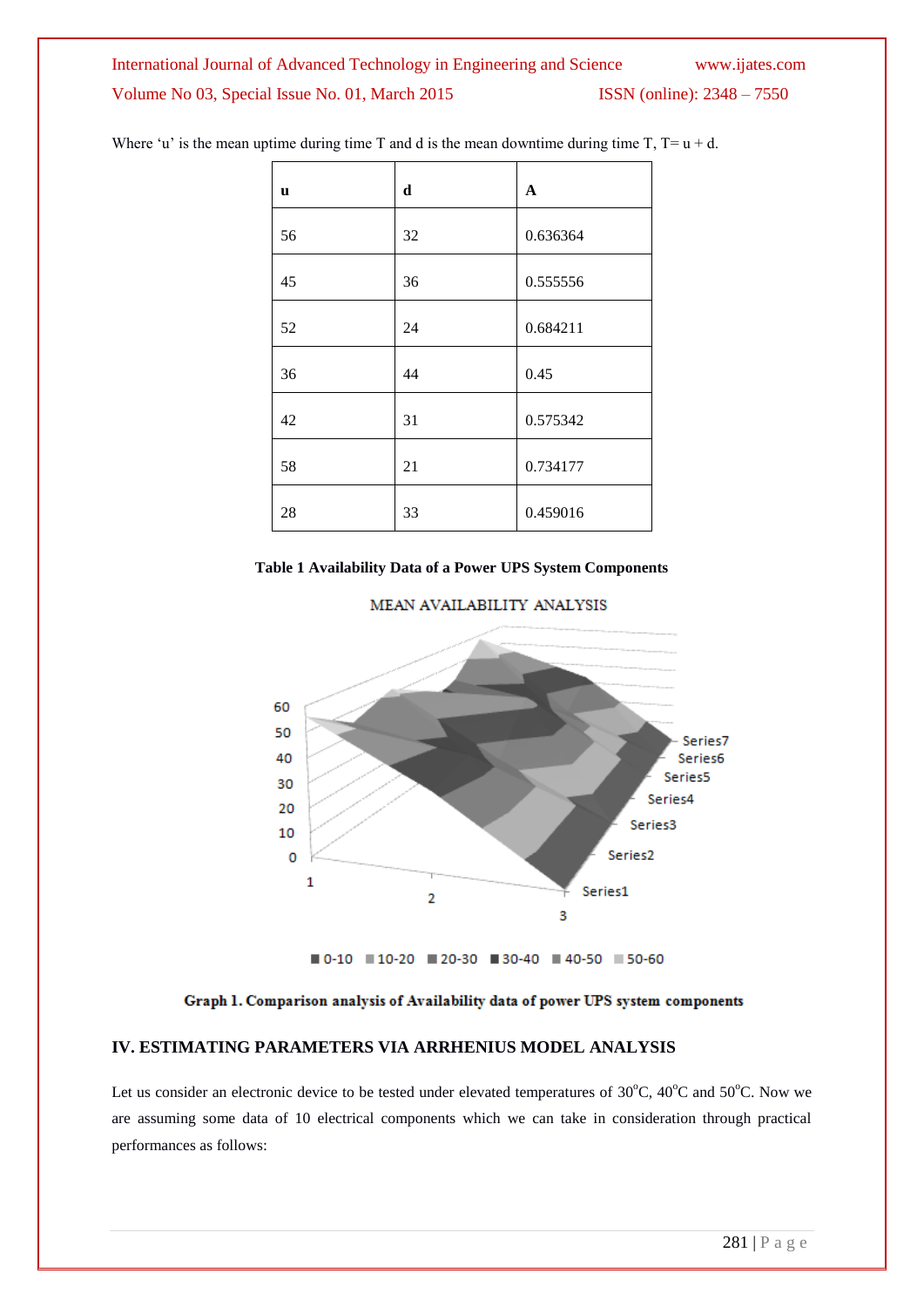Where 'u' is the mean uptime during time T and d is the mean downtime during time T, T= u + d.

| u | d | A |
|---|---|---|
| 56 | 32 | 0.636364 |
| 45 | 36 | 0.555556 |
| 52 | 24 | 0.684211 |
| 36 | 44 | 0.45 |
| 42 | 31 | 0.575342 |
| 58 | 21 | 0.734177 |
| 28 | 33 | 0.459016 |

**Table 1 Availability Data of a Power UPS System Components**

**Graph 1. Comparison analysis of Availability data of power UPS system components**

## IV. ESTIMATING PARAMETERS VIA ARRHENIUS MODEL ANALYSIS

Let us consider an electronic device to be tested under elevated temperatures of 30$^{o}$C, 40$^{o}$C and 50$^{o}$C. Now we are assuming some data of 10 electrical components which we can take in consideration through practical performances as follows: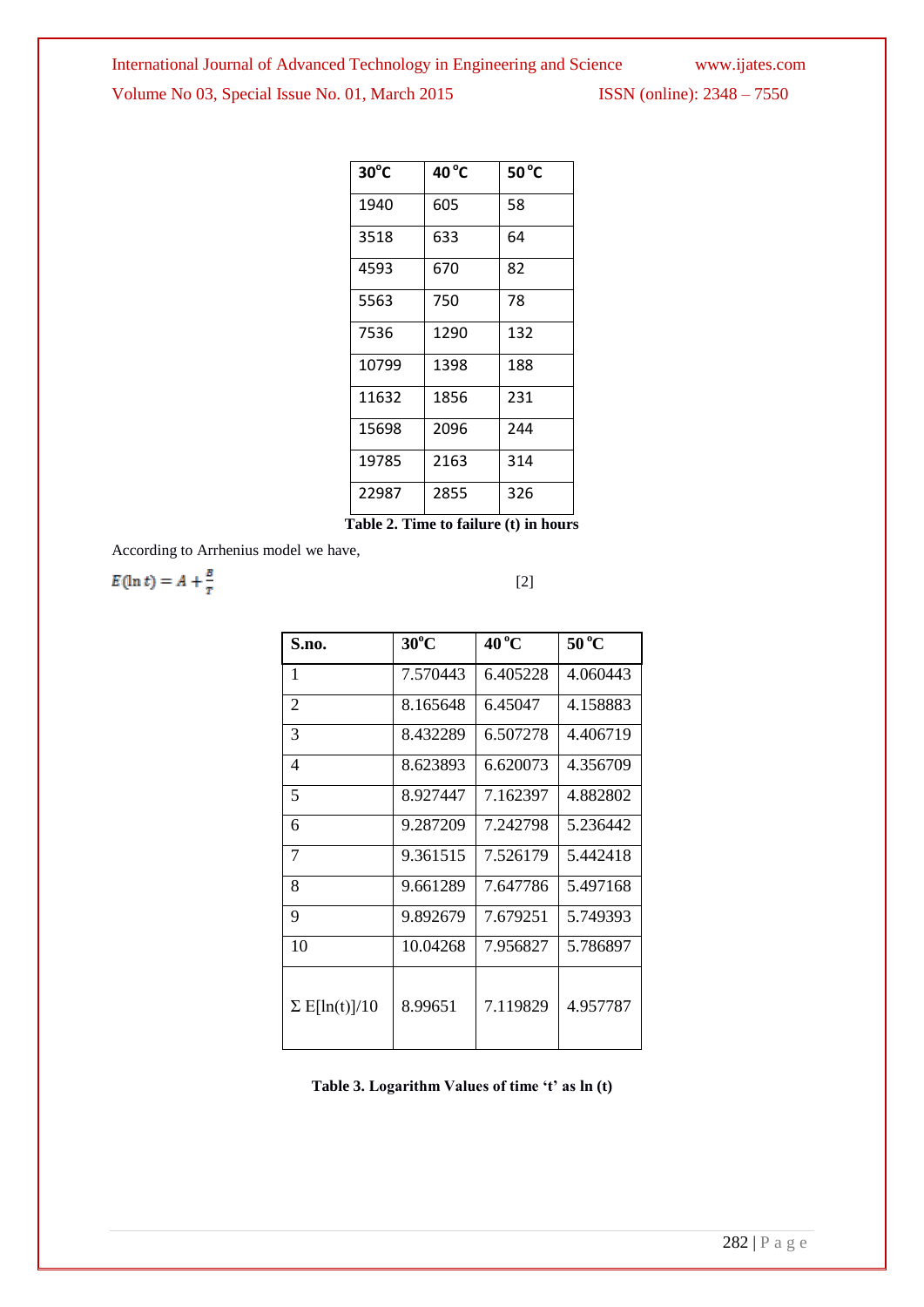| 30°C | 40 °C | 50 °C |
|---|---|---|
| 1940 | 605 | 58 |
| 3518 | 633 | 64 |
| 4593 | 670 | 82 |
| 5563 | 750 | 78 |
| 7536 | 1290 | 132 |
| 10799 | 1398 | 188 |
| 11632 | 1856 | 231 |
| 15698 | 2096 | 244 |
| 19785 | 2163 | 314 |
| 22987 | 2855 | 326 |

**Table 2. Time to failure (t) in hours**

According to Arrhenius model we have,

$$E(\ln t) = A + \frac{B}{T} \qquad [2]$$

| S.no. | 30°C | 40 °C | 50 °C |
|---|---|---|---|
| 1 | 7.570443 | 6.405228 | 4.060443 |
| 2 | 8.165648 | 6.45047 | 4.158883 |
| 3 | 8.432289 | 6.507278 | 4.406719 |
| 4 | 8.623893 | 6.620073 | 4.356709 |
| 5 | 8.927447 | 7.162397 | 4.882802 |
| 6 | 9.287209 | 7.242798 | 5.236442 |
| 7 | 9.361515 | 7.526179 | 5.442418 |
| 8 | 9.661289 | 7.647786 | 5.497168 |
| 9 | 9.892679 | 7.679251 | 5.749393 |
| 10 | 10.04268 | 7.956827 | 5.786897 |
| Σ E[ln(t)]/10 | 8.99651 | 7.119829 | 4.957787 |

**Table 3. Logarithm Values of time 't' as ln (t)**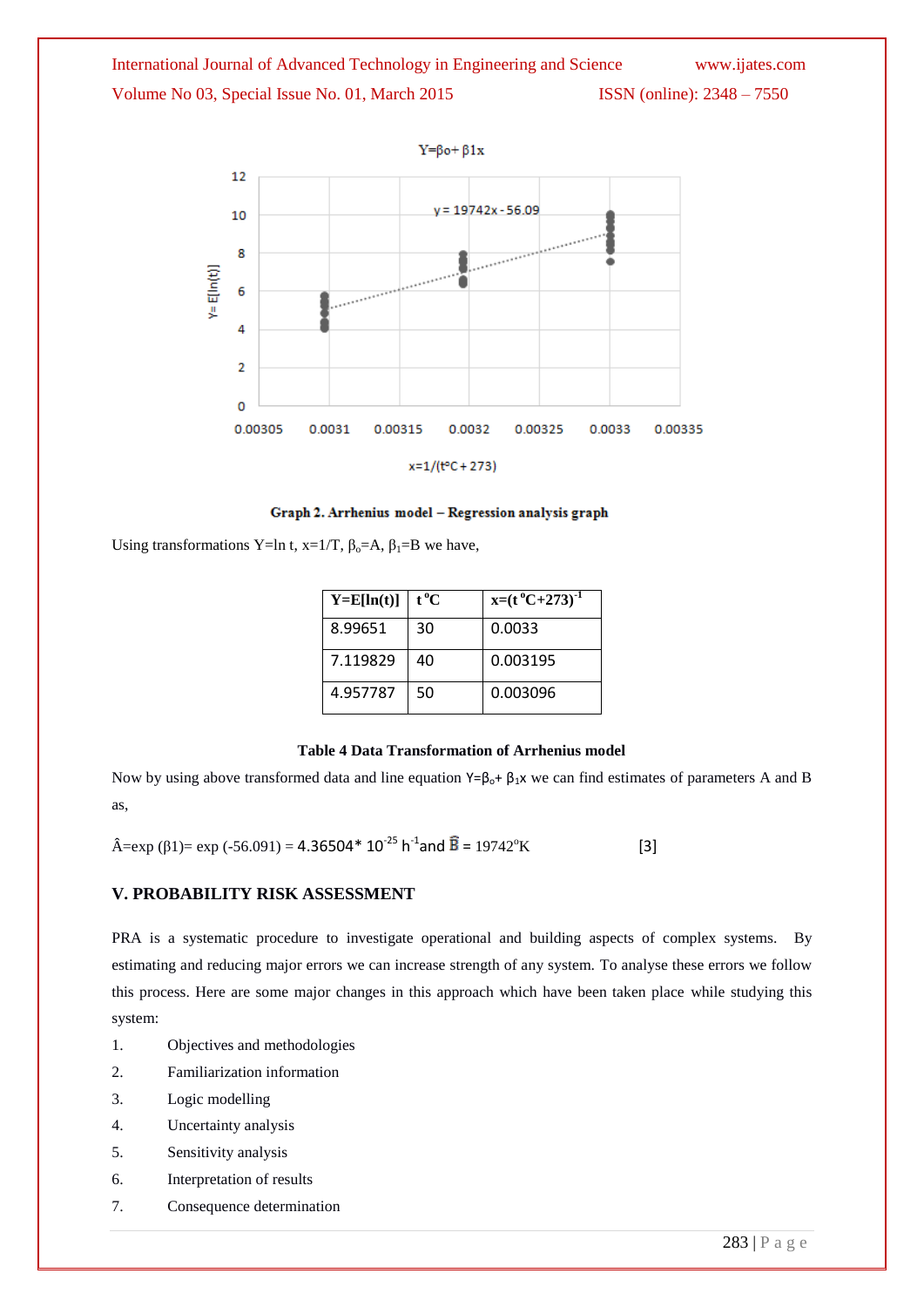Graph 2. Arrhenius model – Regression analysis graph

Using transformations Y=ln t, x=1/T, $\beta_o$=A, $\beta_1$=B we have,

| Y=E[ln(t)] | t °C | x=(t °C+273)$^{-1}$ |
|---|---|---|
| 8.99651 | 30 | 0.0033 |
| 7.119829 | 40 | 0.003195 |
| 4.957787 | 50 | 0.003096 |

**Table 4 Data Transformation of Arrhenius model**

Now by using above transformed data and line equation $Y=\beta_o+\beta_1x$ we can find estimates of parameters A and B as,

$\hat{A}$=exp ($\beta$1)= exp (-56.091) = 4.36504* $10^{-25}$ $h^{-1}$and $\hat{B}$ = 19742°K [3]

## V. PROBABILITY RISK ASSESSMENT

PRA is a systematic procedure to investigate operational and building aspects of complex systems. By estimating and reducing major errors we can increase strength of any system. To analyse these errors we follow this process. Here are some major changes in this approach which have been taken place while studying this system:

1. Objectives and methodologies
2. Familiarization information
3. Logic modelling
4. Uncertainty analysis
5. Sensitivity analysis
6. Interpretation of results
7. Consequence determination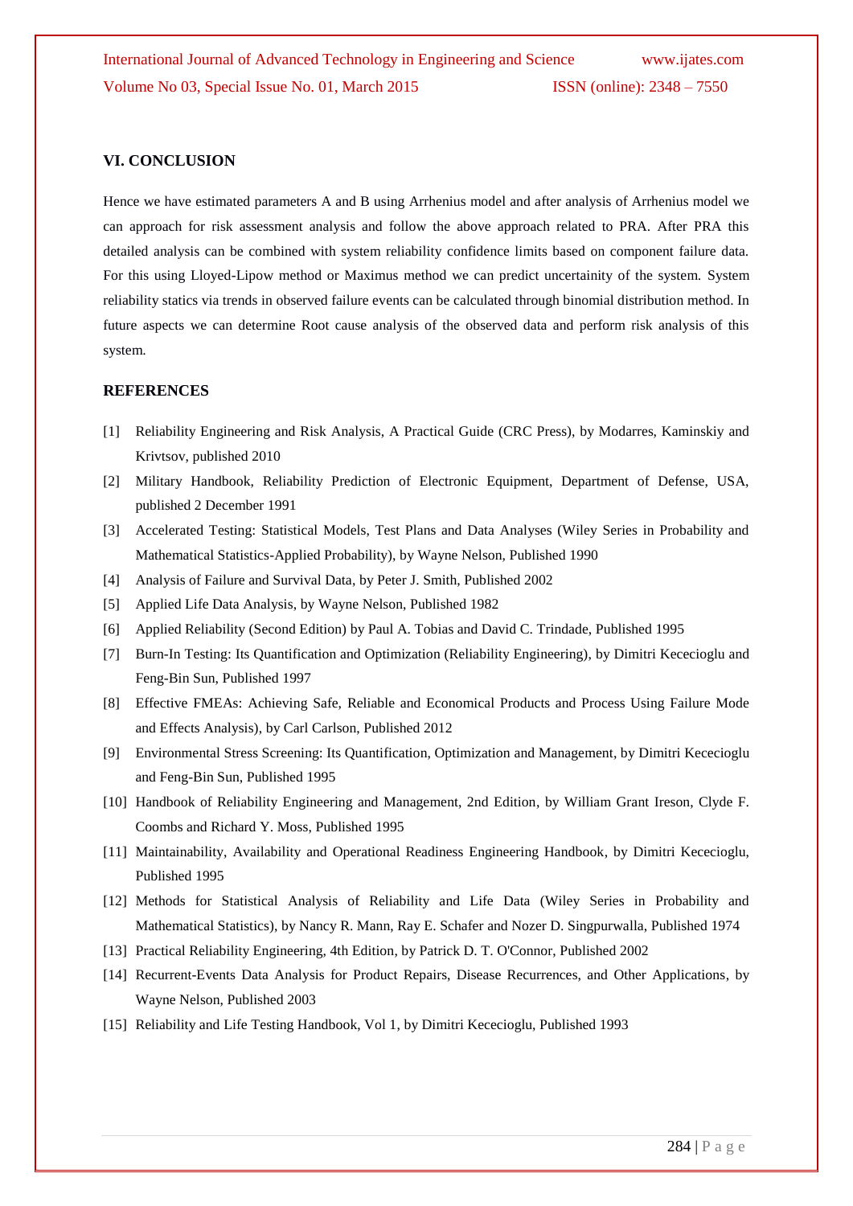## VI. CONCLUSION

Hence we have estimated parameters A and B using Arrhenius model and after analysis of Arrhenius model we can approach for risk assessment analysis and follow the above approach related to PRA. After PRA this detailed analysis can be combined with system reliability confidence limits based on component failure data. For this using Lloyed-Lipow method or Maximus method we can predict uncertainity of the system. System reliability statics via trends in observed failure events can be calculated through binomial distribution method. In future aspects we can determine Root cause analysis of the observed data and perform risk analysis of this system.

## REFERENCES

[1] Reliability Engineering and Risk Analysis, A Practical Guide (CRC Press), by Modarres, Kaminskiy and Krivtsov, published 2010

[2] Military Handbook, Reliability Prediction of Electronic Equipment, Department of Defense, USA, published 2 December 1991

[3] Accelerated Testing: Statistical Models, Test Plans and Data Analyses (Wiley Series in Probability and Mathematical Statistics-Applied Probability), by Wayne Nelson, Published 1990

[4] Analysis of Failure and Survival Data, by Peter J. Smith, Published 2002

[5] Applied Life Data Analysis, by Wayne Nelson, Published 1982

[6] Applied Reliability (Second Edition) by Paul A. Tobias and David C. Trindade, Published 1995

[7] Burn-In Testing: Its Quantification and Optimization (Reliability Engineering), by Dimitri Kececioglu and Feng-Bin Sun, Published 1997

[8] Effective FMEAs: Achieving Safe, Reliable and Economical Products and Process Using Failure Mode and Effects Analysis), by Carl Carlson, Published 2012

[9] Environmental Stress Screening: Its Quantification, Optimization and Management, by Dimitri Kececioglu and Feng-Bin Sun, Published 1995

[10] Handbook of Reliability Engineering and Management, 2nd Edition, by William Grant Ireson, Clyde F. Coombs and Richard Y. Moss, Published 1995

[11] Maintainability, Availability and Operational Readiness Engineering Handbook, by Dimitri Kececioglu, Published 1995

[12] Methods for Statistical Analysis of Reliability and Life Data (Wiley Series in Probability and Mathematical Statistics), by Nancy R. Mann, Ray E. Schafer and Nozer D. Singpurwalla, Published 1974

[13] Practical Reliability Engineering, 4th Edition, by Patrick D. T. O'Connor, Published 2002

[14] Recurrent-Events Data Analysis for Product Repairs, Disease Recurrences, and Other Applications, by Wayne Nelson, Published 2003

[15] Reliability and Life Testing Handbook, Vol 1, by Dimitri Kececioglu, Published 1993